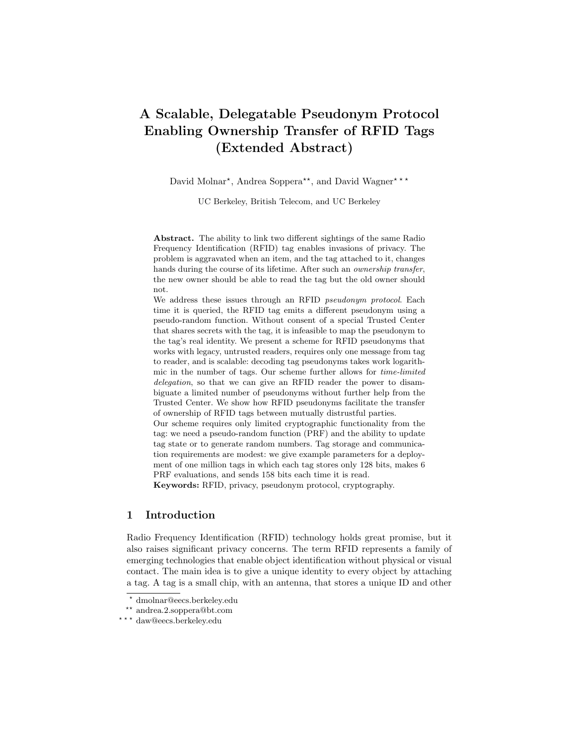# A Scalable, Delegatable Pseudonym Protocol Enabling Ownership Transfer of RFID Tags (Extended Abstract)

David Molnar*, Andrea Soppera**, and David Wagner***

UC Berkeley, British Telecom, and UC Berkeley

**Abstract.** The ability to link two different sightings of the same Radio Frequency Identification (RFID) tag enables invasions of privacy. The problem is aggravated when an item, and the tag attached to it, changes hands during the course of its lifetime. After such an *ownership transfer*, the new owner should be able to read the tag but the old owner should not.

We address these issues through an RFID *pseudonym protocol*. Each time it is queried, the RFID tag emits a different pseudonym using a pseudo-random function. Without consent of a special Trusted Center that shares secrets with the tag, it is infeasible to map the pseudonym to the tag's real identity. We present a scheme for RFID pseudonyms that works with legacy, untrusted readers, requires only one message from tag to reader, and is scalable: decoding tag pseudonyms takes work logarithmic in the number of tags. Our scheme further allows for *time-limited delegation*, so that we can give an RFID reader the power to disambiguate a limited number of pseudonyms without further help from the Trusted Center. We show how RFID pseudonyms facilitate the transfer of ownership of RFID tags between mutually distrustful parties.

Our scheme requires only limited cryptographic functionality from the tag: we need a pseudo-random function (PRF) and the ability to update tag state or to generate random numbers. Tag storage and communication requirements are modest: we give example parameters for a deployment of one million tags in which each tag stores only 128 bits, makes 6 PRF evaluations, and sends 158 bits each time it is read.

**Keywords:** RFID, privacy, pseudonym protocol, cryptography.

## 1 Introduction

Radio Frequency Identification (RFID) technology holds great promise, but it also raises significant privacy concerns. The term RFID represents a family of emerging technologies that enable object identification without physical or visual contact. The main idea is to give a unique identity to every object by attaching a tag. A tag is a small chip, with an antenna, that stores a unique ID and other

---

* dmolnar@eecs.berkeley.edu

** andrea.2.soppera@bt.com

*** daw@eecs.berkeley.edu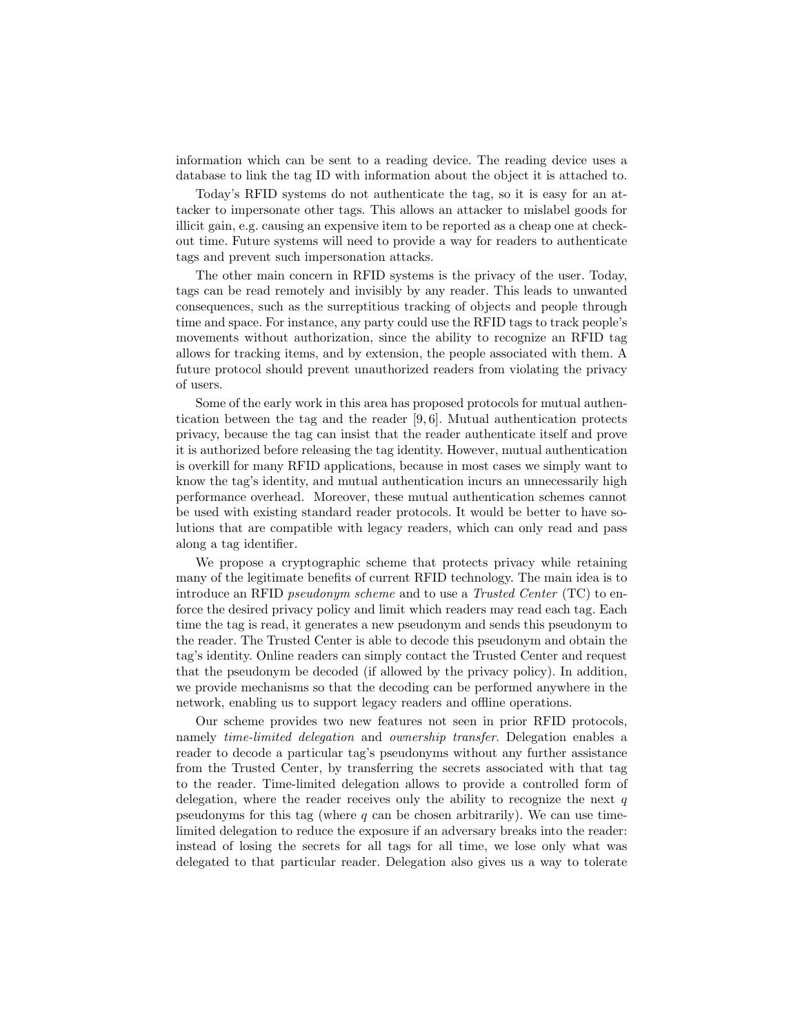information which can be sent to a reading device. The reading device uses a database to link the tag ID with information about the object it is attached to.

Today's RFID systems do not authenticate the tag, so it is easy for an attacker to impersonate other tags. This allows an attacker to mislabel goods for illicit gain, e.g. causing an expensive item to be reported as a cheap one at checkout time. Future systems will need to provide a way for readers to authenticate tags and prevent such impersonation attacks.

The other main concern in RFID systems is the privacy of the user. Today, tags can be read remotely and invisibly by any reader. This leads to unwanted consequences, such as the surreptitious tracking of objects and people through time and space. For instance, any party could use the RFID tags to track people's movements without authorization, since the ability to recognize an RFID tag allows for tracking items, and by extension, the people associated with them. A future protocol should prevent unauthorized readers from violating the privacy of users.

Some of the early work in this area has proposed protocols for mutual authentication between the tag and the reader [9, 6]. Mutual authentication protects privacy, because the tag can insist that the reader authenticate itself and prove it is authorized before releasing the tag identity. However, mutual authentication is overkill for many RFID applications, because in most cases we simply want to know the tag's identity, and mutual authentication incurs an unnecessarily high performance overhead. Moreover, these mutual authentication schemes cannot be used with existing standard reader protocols. It would be better to have solutions that are compatible with legacy readers, which can only read and pass along a tag identifier.

We propose a cryptographic scheme that protects privacy while retaining many of the legitimate benefits of current RFID technology. The main idea is to introduce an RFID *pseudonym scheme* and to use a *Trusted Center* (TC) to enforce the desired privacy policy and limit which readers may read each tag. Each time the tag is read, it generates a new pseudonym and sends this pseudonym to the reader. The Trusted Center is able to decode this pseudonym and obtain the tag's identity. Online readers can simply contact the Trusted Center and request that the pseudonym be decoded (if allowed by the privacy policy). In addition, we provide mechanisms so that the decoding can be performed anywhere in the network, enabling us to support legacy readers and offline operations.

Our scheme provides two new features not seen in prior RFID protocols, namely *time-limited delegation* and *ownership transfer*. Delegation enables a reader to decode a particular tag's pseudonyms without any further assistance from the Trusted Center, by transferring the secrets associated with that tag to the reader. Time-limited delegation allows to provide a controlled form of delegation, where the reader receives only the ability to recognize the next $q$ pseudonyms for this tag (where $q$ can be chosen arbitrarily). We can use time-limited delegation to reduce the exposure if an adversary breaks into the reader: instead of losing the secrets for all tags for all time, we lose only what was delegated to that particular reader. Delegation also gives us a way to tolerate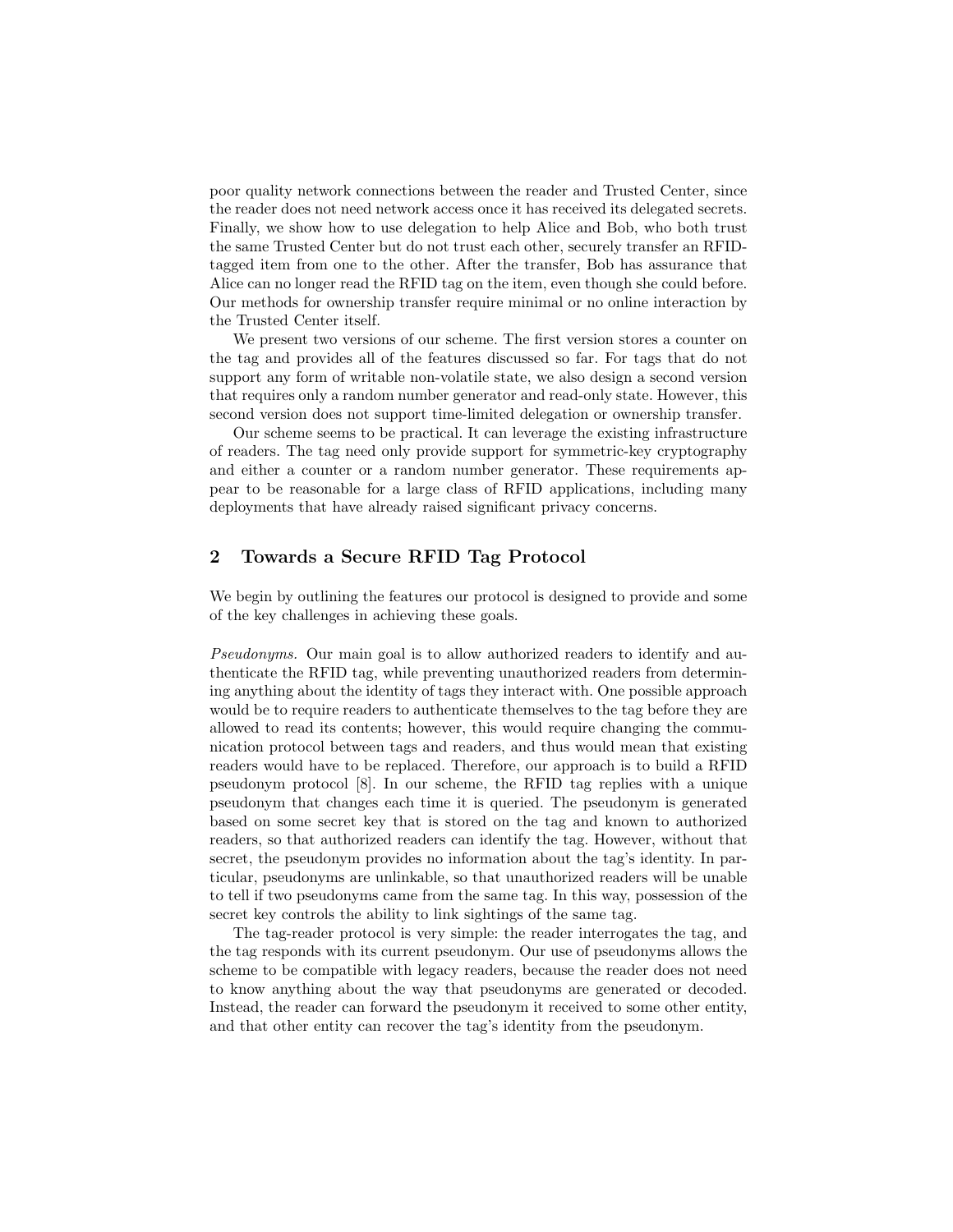poor quality network connections between the reader and Trusted Center, since the reader does not need network access once it has received its delegated secrets. Finally, we show how to use delegation to help Alice and Bob, who both trust the same Trusted Center but do not trust each other, securely transfer an RFID-tagged item from one to the other. After the transfer, Bob has assurance that Alice can no longer read the RFID tag on the item, even though she could before. Our methods for ownership transfer require minimal or no online interaction by the Trusted Center itself.

We present two versions of our scheme. The first version stores a counter on the tag and provides all of the features discussed so far. For tags that do not support any form of writable non-volatile state, we also design a second version that requires only a random number generator and read-only state. However, this second version does not support time-limited delegation or ownership transfer.

Our scheme seems to be practical. It can leverage the existing infrastructure of readers. The tag need only provide support for symmetric-key cryptography and either a counter or a random number generator. These requirements appear to be reasonable for a large class of RFID applications, including many deployments that have already raised significant privacy concerns.

## 2 Towards a Secure RFID Tag Protocol

We begin by outlining the features our protocol is designed to provide and some of the key challenges in achieving these goals.

*Pseudonyms.* Our main goal is to allow authorized readers to identify and authenticate the RFID tag, while preventing unauthorized readers from determining anything about the identity of tags they interact with. One possible approach would be to require readers to authenticate themselves to the tag before they are allowed to read its contents; however, this would require changing the communication protocol between tags and readers, and thus would mean that existing readers would have to be replaced. Therefore, our approach is to build a RFID pseudonym protocol [8]. In our scheme, the RFID tag replies with a unique pseudonym that changes each time it is queried. The pseudonym is generated based on some secret key that is stored on the tag and known to authorized readers, so that authorized readers can identify the tag. However, without that secret, the pseudonym provides no information about the tag's identity. In particular, pseudonyms are unlinkable, so that unauthorized readers will be unable to tell if two pseudonyms came from the same tag. In this way, possession of the secret key controls the ability to link sightings of the same tag.

The tag-reader protocol is very simple: the reader interrogates the tag, and the tag responds with its current pseudonym. Our use of pseudonyms allows the scheme to be compatible with legacy readers, because the reader does not need to know anything about the way that pseudonyms are generated or decoded. Instead, the reader can forward the pseudonym it received to some other entity, and that other entity can recover the tag's identity from the pseudonym.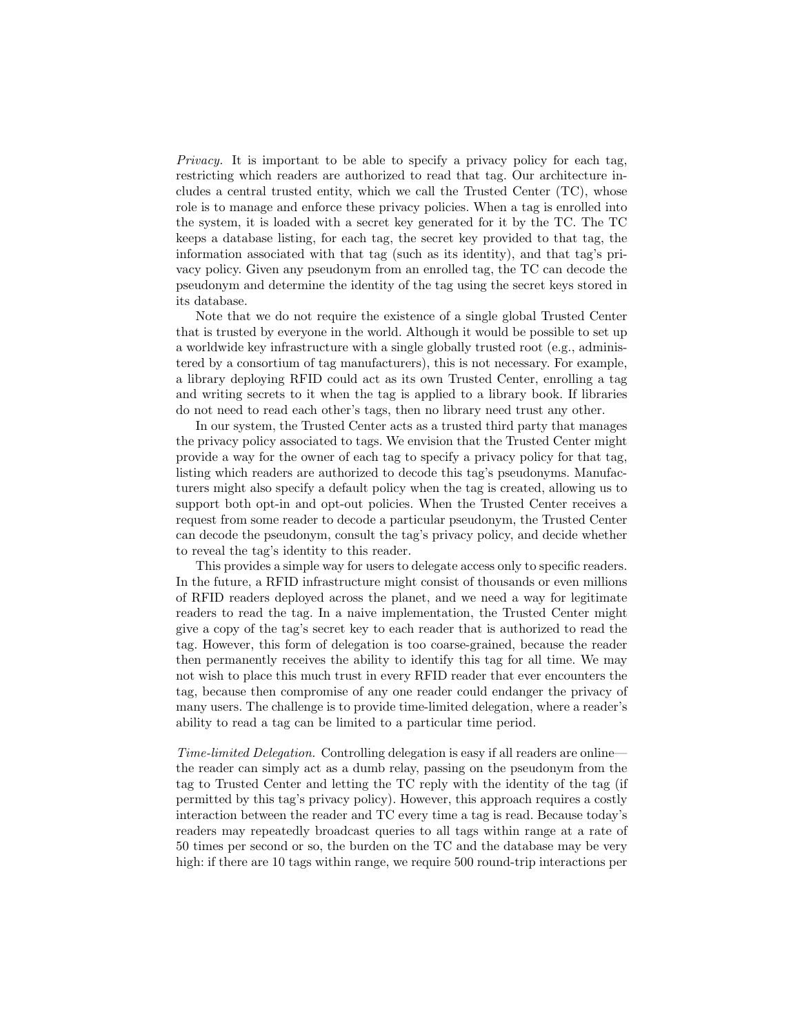*Privacy.* It is important to be able to specify a privacy policy for each tag, restricting which readers are authorized to read that tag. Our architecture includes a central trusted entity, which we call the Trusted Center (TC), whose role is to manage and enforce these privacy policies. When a tag is enrolled into the system, it is loaded with a secret key generated for it by the TC. The TC keeps a database listing, for each tag, the secret key provided to that tag, the information associated with that tag (such as its identity), and that tag's privacy policy. Given any pseudonym from an enrolled tag, the TC can decode the pseudonym and determine the identity of the tag using the secret keys stored in its database.

Note that we do not require the existence of a single global Trusted Center that is trusted by everyone in the world. Although it would be possible to set up a worldwide key infrastructure with a single globally trusted root (e.g., administered by a consortium of tag manufacturers), this is not necessary. For example, a library deploying RFID could act as its own Trusted Center, enrolling a tag and writing secrets to it when the tag is applied to a library book. If libraries do not need to read each other's tags, then no library need trust any other.

In our system, the Trusted Center acts as a trusted third party that manages the privacy policy associated to tags. We envision that the Trusted Center might provide a way for the owner of each tag to specify a privacy policy for that tag, listing which readers are authorized to decode this tag's pseudonyms. Manufacturers might also specify a default policy when the tag is created, allowing us to support both opt-in and opt-out policies. When the Trusted Center receives a request from some reader to decode a particular pseudonym, the Trusted Center can decode the pseudonym, consult the tag's privacy policy, and decide whether to reveal the tag's identity to this reader.

This provides a simple way for users to delegate access only to specific readers. In the future, a RFID infrastructure might consist of thousands or even millions of RFID readers deployed across the planet, and we need a way for legitimate readers to read the tag. In a naive implementation, the Trusted Center might give a copy of the tag's secret key to each reader that is authorized to read the tag. However, this form of delegation is too coarse-grained, because the reader then permanently receives the ability to identify this tag for all time. We may not wish to place this much trust in every RFID reader that ever encounters the tag, because then compromise of any one reader could endanger the privacy of many users. The challenge is to provide time-limited delegation, where a reader's ability to read a tag can be limited to a particular time period.

*Time-limited Delegation.* Controlling delegation is easy if all readers are online—the reader can simply act as a dumb relay, passing on the pseudonym from the tag to Trusted Center and letting the TC reply with the identity of the tag (if permitted by this tag's privacy policy). However, this approach requires a costly interaction between the reader and TC every time a tag is read. Because today's readers may repeatedly broadcast queries to all tags within range at a rate of 50 times per second or so, the burden on the TC and the database may be very high: if there are 10 tags within range, we require 500 round-trip interactions per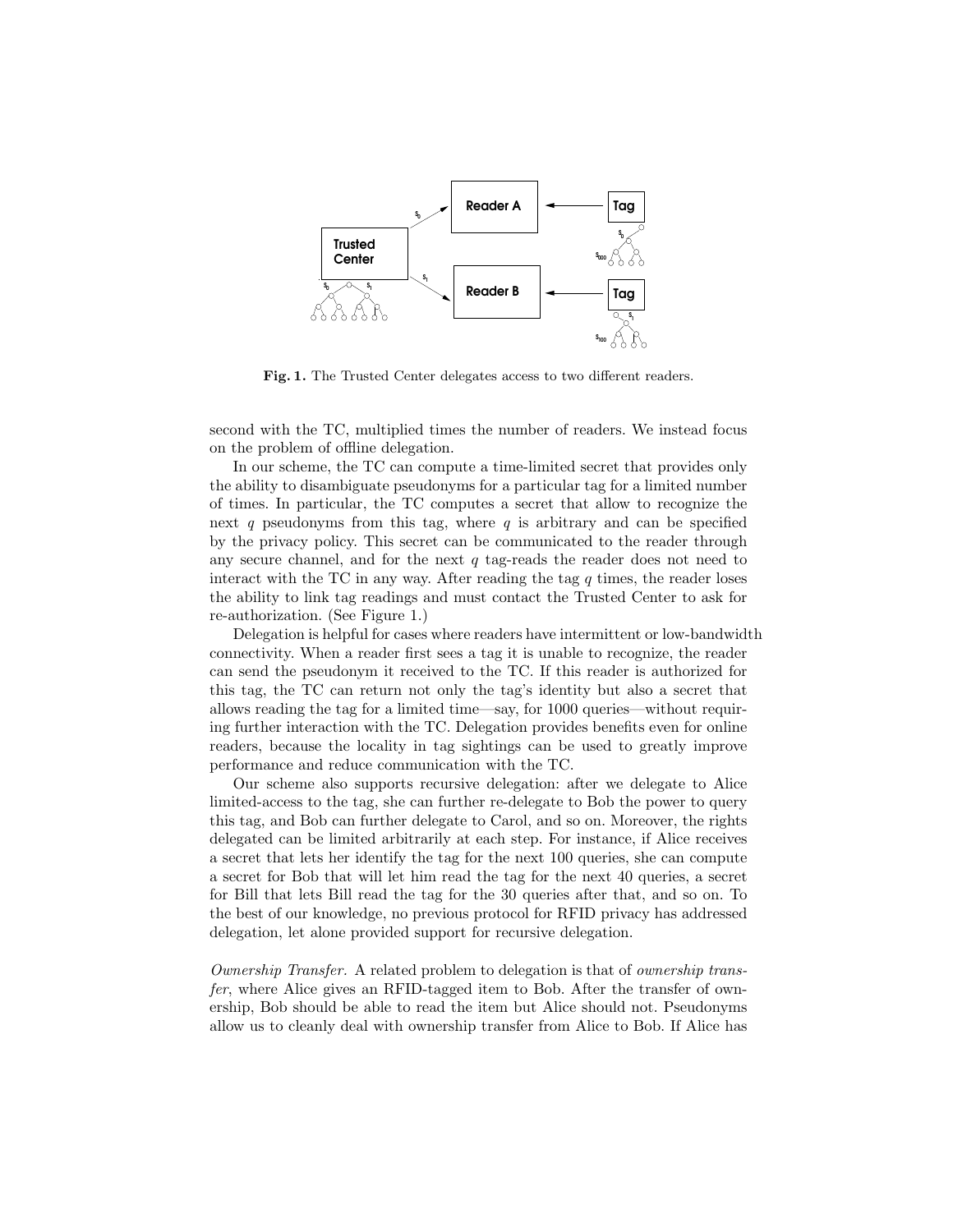**Fig. 1.** The Trusted Center delegates access to two different readers.

second with the TC, multiplied times the number of readers. We instead focus on the problem of offline delegation.

In our scheme, the TC can compute a time-limited secret that provides only the ability to disambiguate pseudonyms for a particular tag for a limited number of times. In particular, the TC computes a secret that allow to recognize the next $q$ pseudonyms from this tag, where $q$ is arbitrary and can be specified by the privacy policy. This secret can be communicated to the reader through any secure channel, and for the next $q$ tag-reads the reader does not need to interact with the TC in any way. After reading the tag $q$ times, the reader loses the ability to link tag readings and must contact the Trusted Center to ask for re-authorization. (See Figure 1.)

Delegation is helpful for cases where readers have intermittent or low-bandwidth connectivity. When a reader first sees a tag it is unable to recognize, the reader can send the pseudonym it received to the TC. If this reader is authorized for this tag, the TC can return not only the tag's identity but also a secret that allows reading the tag for a limited time—say, for 1000 queries—without requiring further interaction with the TC. Delegation provides benefits even for online readers, because the locality in tag sightings can be used to greatly improve performance and reduce communication with the TC.

Our scheme also supports recursive delegation: after we delegate to Alice limited-access to the tag, she can further re-delegate to Bob the power to query this tag, and Bob can further delegate to Carol, and so on. Moreover, the rights delegated can be limited arbitrarily at each step. For instance, if Alice receives a secret that lets her identify the tag for the next 100 queries, she can compute a secret for Bob that will let him read the tag for the next 40 queries, a secret for Bill that lets Bill read the tag for the 30 queries after that, and so on. To the best of our knowledge, no previous protocol for RFID privacy has addressed delegation, let alone provided support for recursive delegation.

*Ownership Transfer.* A related problem to delegation is that of *ownership transfer*, where Alice gives an RFID-tagged item to Bob. After the transfer of ownership, Bob should be able to read the item but Alice should not. Pseudonyms allow us to cleanly deal with ownership transfer from Alice to Bob. If Alice has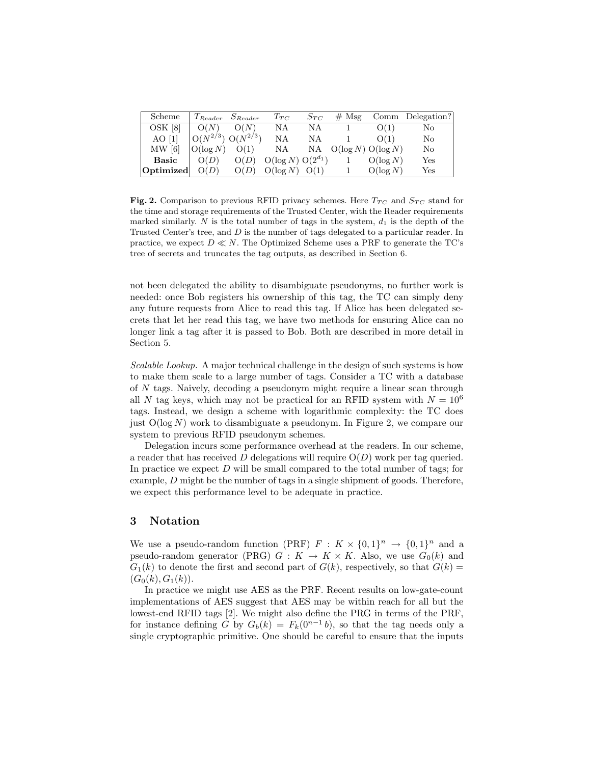| Scheme | $T_{Reader}$ | $S_{Reader}$ | $T_{TC}$ | $S_{TC}$ | # Msg | Comm | Delegation? |
|---|---|---|---|---|---|---|---|
| OSK [8] | O($N$) | O($N$) | NA | NA | 1 | O(1) | No |
| AO [1] | O($N^{2/3}$) | O($N^{2/3}$) | NA | NA | 1 | O(1) | No |
| MW [6] | O($\log N$) | O(1) | NA | NA | O($\log N$) | O($\log N$) | No |
| **Basic** | O($D$) | O($D$) | O($\log N$) | O($2^{d_1}$) | 1 | O($\log N$) | Yes |
| **Optimized** | O($D$) | O($D$) | O($\log N$) | O(1) | 1 | O($\log N$) | Yes |

**Fig. 2.** Comparison to previous RFID privacy schemes. Here $T_{TC}$ and $S_{TC}$ stand for the time and storage requirements of the Trusted Center, with the Reader requirements marked similarly. $N$ is the total number of tags in the system, $d_1$ is the depth of the Trusted Center's tree, and $D$ is the number of tags delegated to a particular reader. In practice, we expect $D \ll N$. The Optimized Scheme uses a PRF to generate the TC's tree of secrets and truncates the tag outputs, as described in Section 6.

not been delegated the ability to disambiguate pseudonyms, no further work is needed: once Bob registers his ownership of this tag, the TC can simply deny any future requests from Alice to read this tag. If Alice has been delegated secrets that let her read this tag, we have two methods for ensuring Alice can no longer link a tag after it is passed to Bob. Both are described in more detail in Section 5.

*Scalable Lookup.* A major technical challenge in the design of such systems is how to make them scale to a large number of tags. Consider a TC with a database of $N$ tags. Naively, decoding a pseudonym might require a linear scan through all $N$ tag keys, which may not be practical for an RFID system with $N = 10^6$ tags. Instead, we design a scheme with logarithmic complexity: the TC does just O($\log N$) work to disambiguate a pseudonym. In Figure 2, we compare our system to previous RFID pseudonym schemes.

Delegation incurs some performance overhead at the readers. In our scheme, a reader that has received $D$ delegations will require O($D$) work per tag queried. In practice we expect $D$ will be small compared to the total number of tags; for example, $D$ might be the number of tags in a single shipment of goods. Therefore, we expect this performance level to be adequate in practice.

## 3 Notation

We use a pseudo-random function (PRF) $F : K \times \{0,1\}^n \rightarrow \{0,1\}^n$ and a pseudo-random generator (PRG) $G : K \rightarrow K \times K$. Also, we use $G_0(k)$ and $G_1(k)$ to denote the first and second part of $G(k)$, respectively, so that $G(k) = (G_0(k), G_1(k))$.

In practice we might use AES as the PRF. Recent results on low-gate-count implementations of AES suggest that AES may be within reach for all but the lowest-end RFID tags [2]. We might also define the PRG in terms of the PRF, for instance defining $G$ by $G_b(k) = F_k(0^{n-1}\,b)$, so that the tag needs only a single cryptographic primitive. One should be careful to ensure that the inputs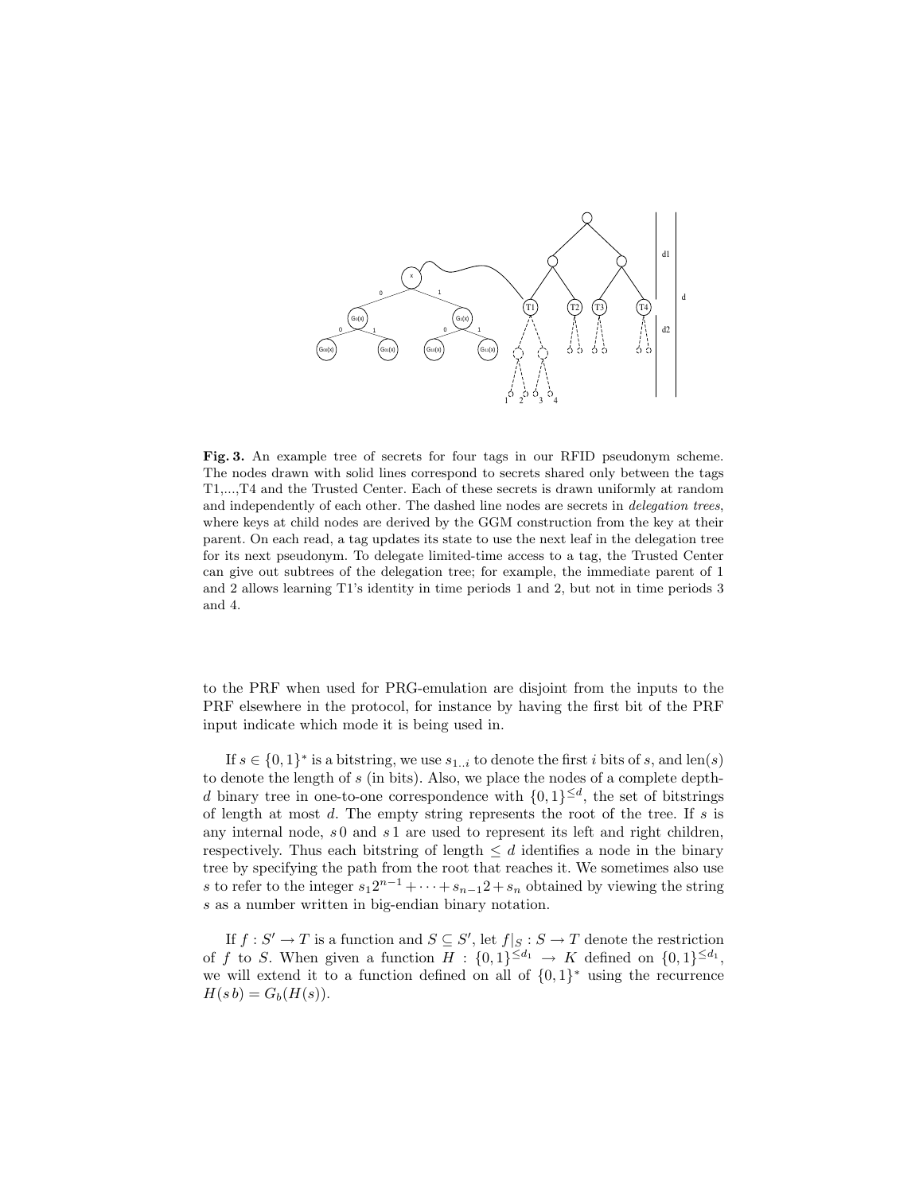**Fig. 3.** An example tree of secrets for four tags in our RFID pseudonym scheme. The nodes drawn with solid lines correspond to secrets shared only between the tags T1,...,T4 and the Trusted Center. Each of these secrets is drawn uniformly at random and independently of each other. The dashed line nodes are secrets in *delegation trees*, where keys at child nodes are derived by the GGM construction from the key at their parent. On each read, a tag updates its state to use the next leaf in the delegation tree for its next pseudonym. To delegate limited-time access to a tag, the Trusted Center can give out subtrees of the delegation tree; for example, the immediate parent of 1 and 2 allows learning T1's identity in time periods 1 and 2, but not in time periods 3 and 4.

to the PRF when used for PRG-emulation are disjoint from the inputs to the PRF elsewhere in the protocol, for instance by having the first bit of the PRF input indicate which mode it is being used in.

If $s \in \{0,1\}^*$ is a bitstring, we use $s_{1..i}$ to denote the first $i$ bits of $s$, and $\text{len}(s)$ to denote the length of $s$ (in bits). Also, we place the nodes of a complete depth-$d$ binary tree in one-to-one correspondence with $\{0,1\}^{\leq d}$, the set of bitstrings of length at most $d$. The empty string represents the root of the tree. If $s$ is any internal node, $s\,0$ and $s\,1$ are used to represent its left and right children, respectively. Thus each bitstring of length $\leq d$ identifies a node in the binary tree by specifying the path from the root that reaches it. We sometimes also use $s$ to refer to the integer $s_1 2^{n-1} + \cdots + s_{n-1} 2 + s_n$ obtained by viewing the string $s$ as a number written in big-endian binary notation.

If $f : S' \to T$ is a function and $S \subseteq S'$, let $f|_S : S \to T$ denote the restriction of $f$ to $S$. When given a function $H : \{0,1\}^{\leq d_1} \to K$ defined on $\{0,1\}^{\leq d_1}$, we will extend it to a function defined on all of $\{0,1\}^*$ using the recurrence $H(s\,b) = G_b(H(s))$.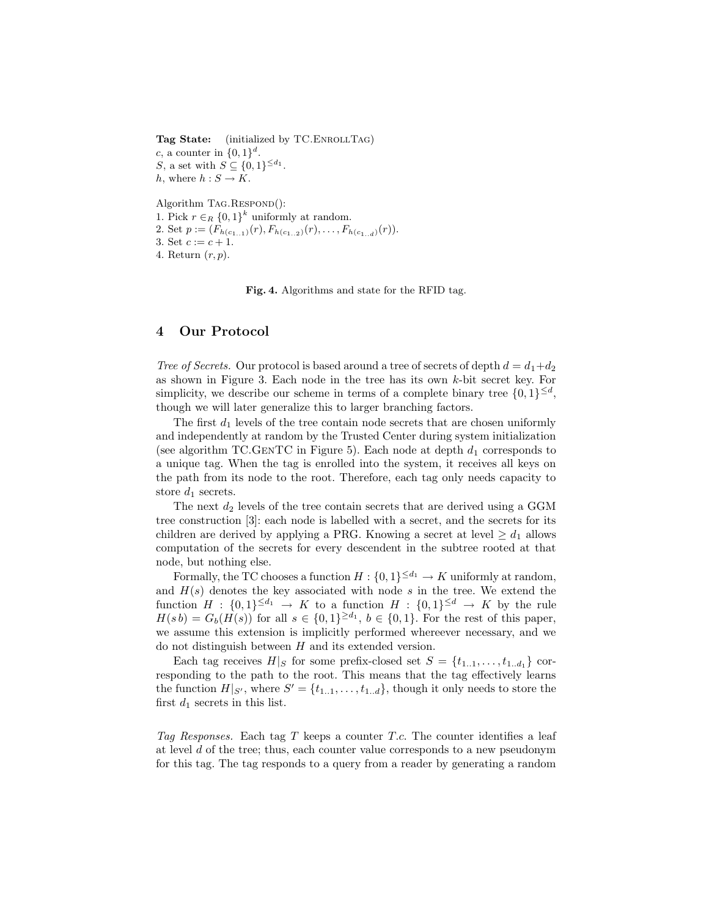**Tag State:** (initialized by TC.EnrollTag)
$c$, a counter in $\{0,1\}^d$.
$S$, a set with $S \subseteq \{0,1\}^{\leq d_1}$.
$h$, where $h : S \to K$.

Algorithm Tag.Respond():
1. Pick $r \in_R \{0,1\}^k$ uniformly at random.
2. Set $p := (F_{h(c_{1..1})}(r), F_{h(c_{1..2})}(r), \ldots, F_{h(c_{1..d})}(r))$.
3. Set $c := c + 1$.
4. Return $(r, p)$.

**Fig. 4.** Algorithms and state for the RFID tag.

## 4 Our Protocol

*Tree of Secrets.* Our protocol is based around a tree of secrets of depth $d = d_1 + d_2$ as shown in Figure 3. Each node in the tree has its own $k$-bit secret key. For simplicity, we describe our scheme in terms of a complete binary tree $\{0,1\}^{\leq d}$, though we will later generalize this to larger branching factors.

The first $d_1$ levels of the tree contain node secrets that are chosen uniformly and independently at random by the Trusted Center during system initialization (see algorithm TC.GenTC in Figure 5). Each node at depth $d_1$ corresponds to a unique tag. When the tag is enrolled into the system, it receives all keys on the path from its node to the root. Therefore, each tag only needs capacity to store $d_1$ secrets.

The next $d_2$ levels of the tree contain secrets that are derived using a GGM tree construction [3]: each node is labelled with a secret, and the secrets for its children are derived by applying a PRG. Knowing a secret at level $\geq d_1$ allows computation of the secrets for every descendent in the subtree rooted at that node, but nothing else.

Formally, the TC chooses a function $H : \{0,1\}^{\leq d_1} \to K$ uniformly at random, and $H(s)$ denotes the key associated with node $s$ in the tree. We extend the function $H : \{0,1\}^{\leq d_1} \to K$ to a function $H : \{0,1\}^{\leq d} \to K$ by the rule $H(s\,b) = G_b(H(s))$ for all $s \in \{0,1\}^{\geq d_1}$, $b \in \{0,1\}$. For the rest of this paper, we assume this extension is implicitly performed whereever necessary, and we do not distinguish between $H$ and its extended version.

Each tag receives $H|_S$ for some prefix-closed set $S = \{t_{1..1}, \ldots, t_{1..d_1}\}$ corresponding to the path to the root. This means that the tag effectively learns the function $H|_{S'}$, where $S' = \{t_{1..1}, \ldots, t_{1..d}\}$, though it only needs to store the first $d_1$ secrets in this list.

*Tag Responses.* Each tag $T$ keeps a counter $T.c$. The counter identifies a leaf at level $d$ of the tree; thus, each counter value corresponds to a new pseudonym for this tag. The tag responds to a query from a reader by generating a random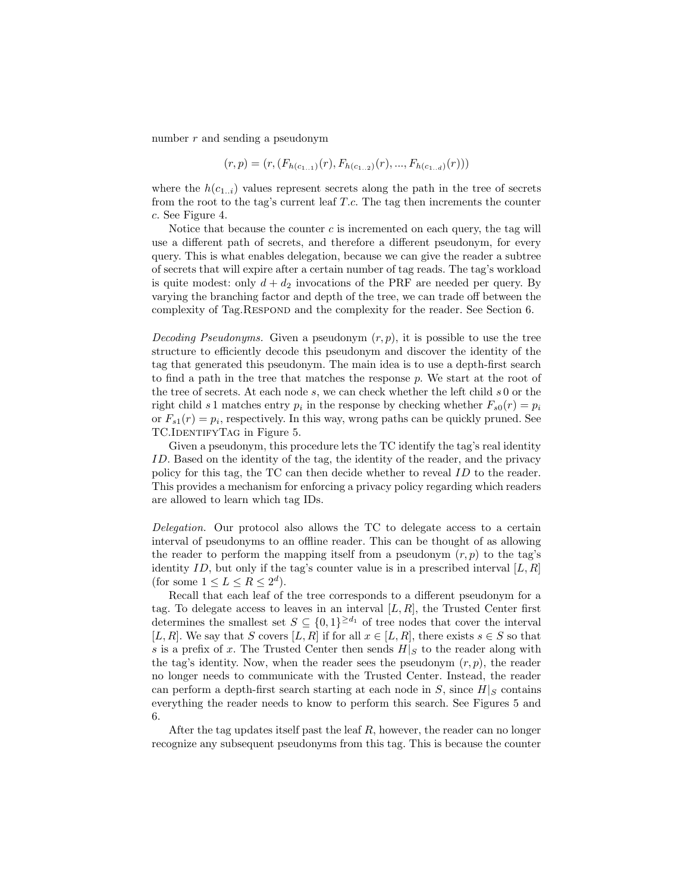number $r$ and sending a pseudonym

$$(r, p) = (r, (F_{h(c_{1..1})}(r), F_{h(c_{1..2})}(r), ..., F_{h(c_{1..d})}(r)))$$

where the $h(c_{1..i})$ values represent secrets along the path in the tree of secrets from the root to the tag's current leaf $T.c$. The tag then increments the counter $c$. See Figure 4.

Notice that because the counter $c$ is incremented on each query, the tag will use a different path of secrets, and therefore a different pseudonym, for every query. This is what enables delegation, because we can give the reader a subtree of secrets that will expire after a certain number of tag reads. The tag's workload is quite modest: only $d + d_2$ invocations of the PRF are needed per query. By varying the branching factor and depth of the tree, we can trade off between the complexity of Tag.Respond and the complexity for the reader. See Section 6.

*Decoding Pseudonyms.* Given a pseudonym $(r, p)$, it is possible to use the tree structure to efficiently decode this pseudonym and discover the identity of the tag that generated this pseudonym. The main idea is to use a depth-first search to find a path in the tree that matches the response $p$. We start at the root of the tree of secrets. At each node $s$, we can check whether the left child $s\,0$ or the right child $s\,1$ matches entry $p_i$ in the response by checking whether $F_{s0}(r) = p_i$ or $F_{s1}(r) = p_i$, respectively. In this way, wrong paths can be quickly pruned. See TC.IdentifyTag in Figure 5.

Given a pseudonym, this procedure lets the TC identify the tag's real identity $ID$. Based on the identity of the tag, the identity of the reader, and the privacy policy for this tag, the TC can then decide whether to reveal $ID$ to the reader. This provides a mechanism for enforcing a privacy policy regarding which readers are allowed to learn which tag IDs.

*Delegation.* Our protocol also allows the TC to delegate access to a certain interval of pseudonyms to an offline reader. This can be thought of as allowing the reader to perform the mapping itself from a pseudonym $(r, p)$ to the tag's identity $ID$, but only if the tag's counter value is in a prescribed interval $[L, R]$ (for some $1 \leq L \leq R \leq 2^d$).

Recall that each leaf of the tree corresponds to a different pseudonym for a tag. To delegate access to leaves in an interval $[L, R]$, the Trusted Center first determines the smallest set $S \subseteq \{0, 1\}^{\geq d_1}$ of tree nodes that cover the interval $[L, R]$. We say that $S$ covers $[L, R]$ if for all $x \in [L, R]$, there exists $s \in S$ so that $s$ is a prefix of $x$. The Trusted Center then sends $H|_S$ to the reader along with the tag's identity. Now, when the reader sees the pseudonym $(r, p)$, the reader no longer needs to communicate with the Trusted Center. Instead, the reader can perform a depth-first search starting at each node in $S$, since $H|_S$ contains everything the reader needs to know to perform this search. See Figures 5 and 6.

After the tag updates itself past the leaf $R$, however, the reader can no longer recognize any subsequent pseudonyms from this tag. This is because the counter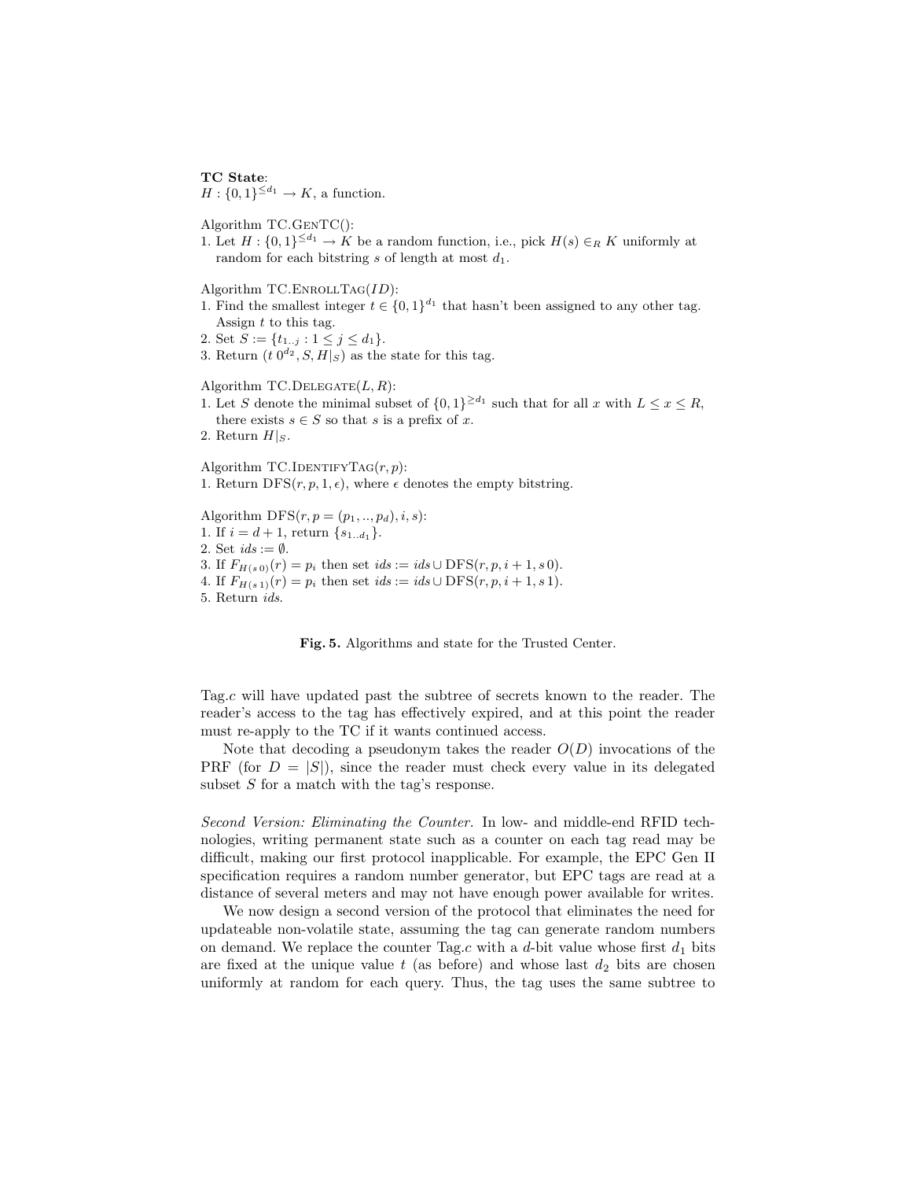**TC State**:
$H : \{0,1\}^{\leq d_1} \to K$, a function.

Algorithm TC.GenTC():
1. Let $H : \{0,1\}^{\leq d_1} \to K$ be a random function, i.e., pick $H(s) \in_R K$ uniformly at random for each bitstring $s$ of length at most $d_1$.

Algorithm TC.EnrollTag($ID$):
1. Find the smallest integer $t \in \{0,1\}^{d_1}$ that hasn't been assigned to any other tag. Assign $t$ to this tag.
2. Set $S := \{t_{1..j} : 1 \leq j \leq d_1\}$.
3. Return $(t\, 0^{d_2}, S, H|_S)$ as the state for this tag.

Algorithm TC.Delegate($L, R$):
1. Let $S$ denote the minimal subset of $\{0,1\}^{\geq d_1}$ such that for all $x$ with $L \leq x \leq R$, there exists $s \in S$ so that $s$ is a prefix of $x$.
2. Return $H|_S$.

Algorithm TC.IdentifyTag($r, p$):
1. Return DFS$(r, p, 1, \epsilon)$, where $\epsilon$ denotes the empty bitstring.

Algorithm DFS$(r, p = (p_1, .., p_d), i, s)$:
1. If $i = d + 1$, return $\{s_{1..d_1}\}$.
2. Set $ids := \emptyset$.
3. If $F_{H(s\,0)}(r) = p_i$ then set $ids := ids \cup \text{DFS}(r, p, i + 1, s\,0)$.
4. If $F_{H(s\,1)}(r) = p_i$ then set $ids := ids \cup \text{DFS}(r, p, i + 1, s\,1)$.
5. Return $ids$.

**Fig. 5.** Algorithms and state for the Trusted Center.

Tag.$c$ will have updated past the subtree of secrets known to the reader. The reader's access to the tag has effectively expired, and at this point the reader must re-apply to the TC if it wants continued access.

Note that decoding a pseudonym takes the reader $O(D)$ invocations of the PRF (for $D = |S|$), since the reader must check every value in its delegated subset $S$ for a match with the tag's response.

*Second Version: Eliminating the Counter.* In low- and middle-end RFID technologies, writing permanent state such as a counter on each tag read may be difficult, making our first protocol inapplicable. For example, the EPC Gen II specification requires a random number generator, but EPC tags are read at a distance of several meters and may not have enough power available for writes.

We now design a second version of the protocol that eliminates the need for updateable non-volatile state, assuming the tag can generate random numbers on demand. We replace the counter Tag.$c$ with a $d$-bit value whose first $d_1$ bits are fixed at the unique value $t$ (as before) and whose last $d_2$ bits are chosen uniformly at random for each query. Thus, the tag uses the same subtree to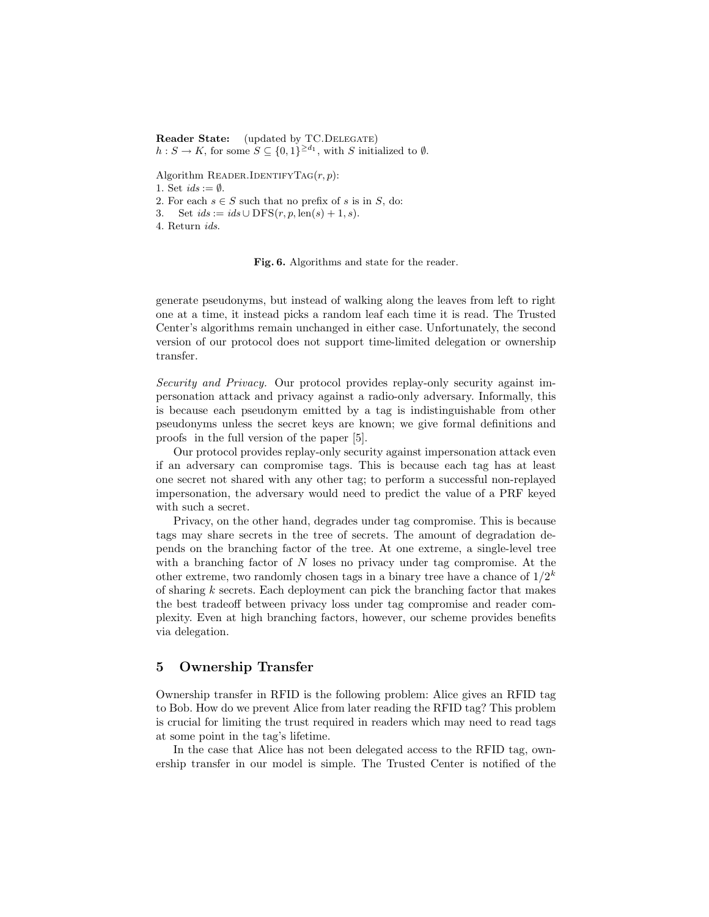**Reader State:** (updated by TC.Delegate)
$h : S \rightarrow K$, for some $S \subseteq \{0,1\}^{\geq d_1}$, with $S$ initialized to $\emptyset$.

Algorithm Reader.IdentifyTag$(r, p)$:
1. Set $ids := \emptyset$.
2. For each $s \in S$ such that no prefix of $s$ is in $S$, do:
3. Set $ids := ids \cup \mathrm{DFS}(r, p, \mathrm{len}(s) + 1, s)$.
4. Return $ids$.

**Fig. 6.** Algorithms and state for the reader.

generate pseudonyms, but instead of walking along the leaves from left to right one at a time, it instead picks a random leaf each time it is read. The Trusted Center's algorithms remain unchanged in either case. Unfortunately, the second version of our protocol does not support time-limited delegation or ownership transfer.

*Security and Privacy.* Our protocol provides replay-only security against impersonation attack and privacy against a radio-only adversary. Informally, this is because each pseudonym emitted by a tag is indistinguishable from other pseudonyms unless the secret keys are known; we give formal definitions and proofs in the full version of the paper [5].

Our protocol provides replay-only security against impersonation attack even if an adversary can compromise tags. This is because each tag has at least one secret not shared with any other tag; to perform a successful non-replayed impersonation, the adversary would need to predict the value of a PRF keyed with such a secret.

Privacy, on the other hand, degrades under tag compromise. This is because tags may share secrets in the tree of secrets. The amount of degradation depends on the branching factor of the tree. At one extreme, a single-level tree with a branching factor of $N$ loses no privacy under tag compromise. At the other extreme, two randomly chosen tags in a binary tree have a chance of $1/2^k$ of sharing $k$ secrets. Each deployment can pick the branching factor that makes the best tradeoff between privacy loss under tag compromise and reader complexity. Even at high branching factors, however, our scheme provides benefits via delegation.

## 5 Ownership Transfer

Ownership transfer in RFID is the following problem: Alice gives an RFID tag to Bob. How do we prevent Alice from later reading the RFID tag? This problem is crucial for limiting the trust required in readers which may need to read tags at some point in the tag's lifetime.

In the case that Alice has not been delegated access to the RFID tag, ownership transfer in our model is simple. The Trusted Center is notified of the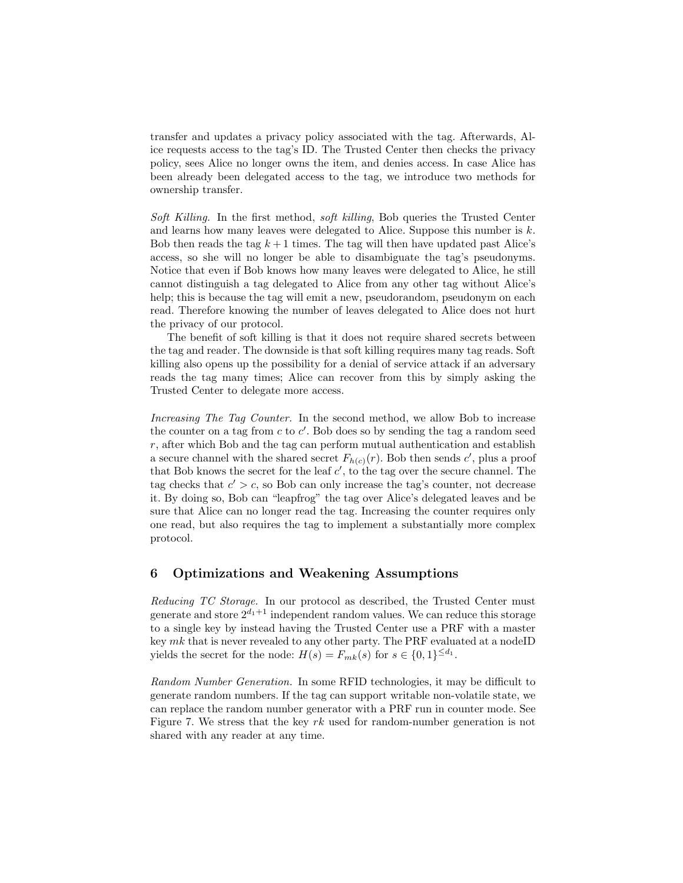transfer and updates a privacy policy associated with the tag. Afterwards, Alice requests access to the tag's ID. The Trusted Center then checks the privacy policy, sees Alice no longer owns the item, and denies access. In case Alice has been already been delegated access to the tag, we introduce two methods for ownership transfer.

*Soft Killing.* In the first method, *soft killing*, Bob queries the Trusted Center and learns how many leaves were delegated to Alice. Suppose this number is $k$. Bob then reads the tag $k+1$ times. The tag will then have updated past Alice's access, so she will no longer be able to disambiguate the tag's pseudonyms. Notice that even if Bob knows how many leaves were delegated to Alice, he still cannot distinguish a tag delegated to Alice from any other tag without Alice's help; this is because the tag will emit a new, pseudorandom, pseudonym on each read. Therefore knowing the number of leaves delegated to Alice does not hurt the privacy of our protocol.

The benefit of soft killing is that it does not require shared secrets between the tag and reader. The downside is that soft killing requires many tag reads. Soft killing also opens up the possibility for a denial of service attack if an adversary reads the tag many times; Alice can recover from this by simply asking the Trusted Center to delegate more access.

*Increasing The Tag Counter.* In the second method, we allow Bob to increase the counter on a tag from $c$ to $c'$. Bob does so by sending the tag a random seed $r$, after which Bob and the tag can perform mutual authentication and establish a secure channel with the shared secret $F_{h(c)}(r)$. Bob then sends $c'$, plus a proof that Bob knows the secret for the leaf $c'$, to the tag over the secure channel. The tag checks that $c' > c$, so Bob can only increase the tag's counter, not decrease it. By doing so, Bob can "leapfrog" the tag over Alice's delegated leaves and be sure that Alice can no longer read the tag. Increasing the counter requires only one read, but also requires the tag to implement a substantially more complex protocol.

## 6 Optimizations and Weakening Assumptions

*Reducing TC Storage.* In our protocol as described, the Trusted Center must generate and store $2^{d_1+1}$ independent random values. We can reduce this storage to a single key by instead having the Trusted Center use a PRF with a master key $mk$ that is never revealed to any other party. The PRF evaluated at a nodeID yields the secret for the node: $H(s) = F_{mk}(s)$ for $s \in \{0,1\}^{\leq d_1}$.

*Random Number Generation.* In some RFID technologies, it may be difficult to generate random numbers. If the tag can support writable non-volatile state, we can replace the random number generator with a PRF run in counter mode. See Figure 7. We stress that the key $rk$ used for random-number generation is not shared with any reader at any time.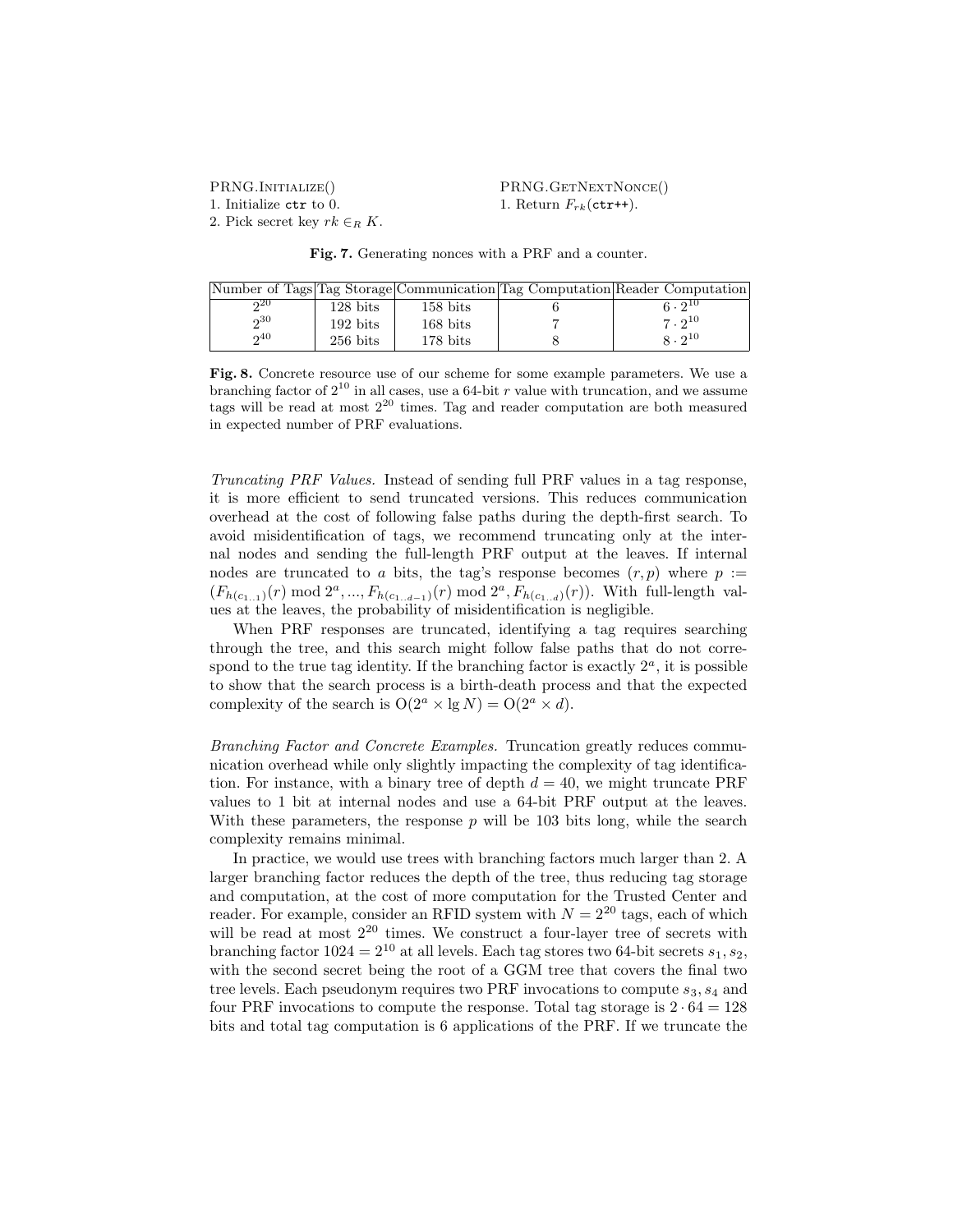PRNG.Initialize()
1. Initialize `ctr` to 0.
2. Pick secret key $rk \in_R K$.

PRNG.GetNextNonce()
1. Return $F_{rk}(\texttt{ctr++})$.

**Fig. 7.** Generating nonces with a PRF and a counter.

| Number of Tags | Tag Storage | Communication | Tag Computation | Reader Computation |
|---|---|---|---|---|
| $2^{20}$ | 128 bits | 158 bits | 6 | $6 \cdot 2^{10}$ |
| $2^{30}$ | 192 bits | 168 bits | 7 | $7 \cdot 2^{10}$ |
| $2^{40}$ | 256 bits | 178 bits | 8 | $8 \cdot 2^{10}$ |

**Fig. 8.** Concrete resource use of our scheme for some example parameters. We use a branching factor of $2^{10}$ in all cases, use a 64-bit $r$ value with truncation, and we assume tags will be read at most $2^{20}$ times. Tag and reader computation are both measured in expected number of PRF evaluations.

*Truncating PRF Values.* Instead of sending full PRF values in a tag response, it is more efficient to send truncated versions. This reduces communication overhead at the cost of following false paths during the depth-first search. To avoid misidentification of tags, we recommend truncating only at the internal nodes and sending the full-length PRF output at the leaves. If internal nodes are truncated to $a$ bits, the tag's response becomes $(r, p)$ where $p := (F_{h(c_{1..1})}(r) \bmod 2^a, ..., F_{h(c_{1..d-1})}(r) \bmod 2^a, F_{h(c_{1..d})}(r))$. With full-length values at the leaves, the probability of misidentification is negligible.

When PRF responses are truncated, identifying a tag requires searching through the tree, and this search might follow false paths that do not correspond to the true tag identity. If the branching factor is exactly $2^a$, it is possible to show that the search process is a birth-death process and that the expected complexity of the search is $\mathrm{O}(2^a \times \lg N) = \mathrm{O}(2^a \times d)$.

*Branching Factor and Concrete Examples.* Truncation greatly reduces communication overhead while only slightly impacting the complexity of tag identification. For instance, with a binary tree of depth $d = 40$, we might truncate PRF values to 1 bit at internal nodes and use a 64-bit PRF output at the leaves. With these parameters, the response $p$ will be 103 bits long, while the search complexity remains minimal.

In practice, we would use trees with branching factors much larger than 2. A larger branching factor reduces the depth of the tree, thus reducing tag storage and computation, at the cost of more computation for the Trusted Center and reader. For example, consider an RFID system with $N = 2^{20}$ tags, each of which will be read at most $2^{20}$ times. We construct a four-layer tree of secrets with branching factor $1024 = 2^{10}$ at all levels. Each tag stores two 64-bit secrets $s_1, s_2$, with the second secret being the root of a GGM tree that covers the final two tree levels. Each pseudonym requires two PRF invocations to compute $s_3, s_4$ and four PRF invocations to compute the response. Total tag storage is $2 \cdot 64 = 128$ bits and total tag computation is 6 applications of the PRF. If we truncate the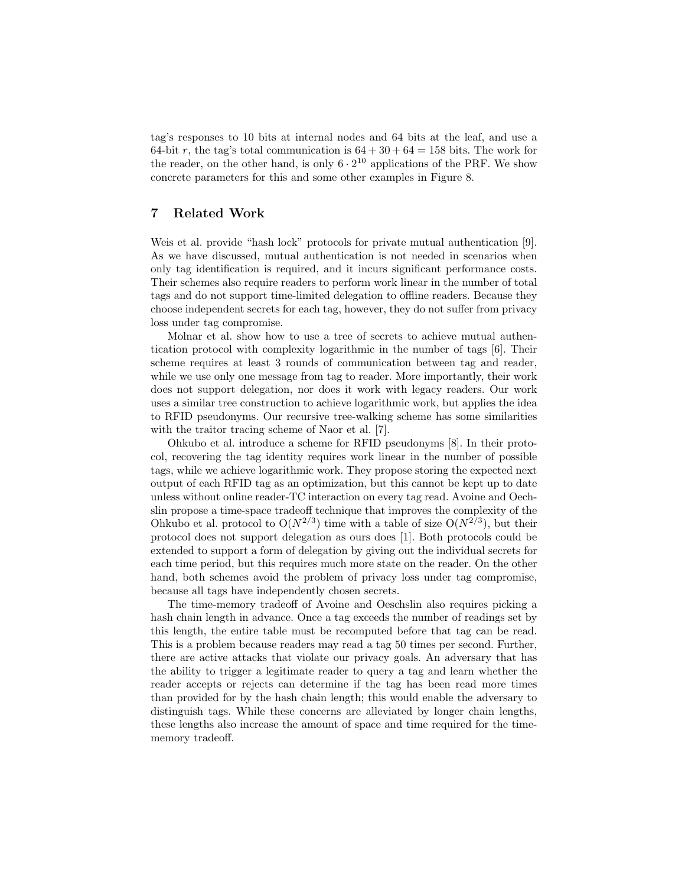tag's responses to 10 bits at internal nodes and 64 bits at the leaf, and use a 64-bit $r$, the tag's total communication is $64 + 30 + 64 = 158$ bits. The work for the reader, on the other hand, is only $6 \cdot 2^{10}$ applications of the PRF. We show concrete parameters for this and some other examples in Figure 8.

## 7 Related Work

Weis et al. provide "hash lock" protocols for private mutual authentication [9]. As we have discussed, mutual authentication is not needed in scenarios when only tag identification is required, and it incurs significant performance costs. Their schemes also require readers to perform work linear in the number of total tags and do not support time-limited delegation to offline readers. Because they choose independent secrets for each tag, however, they do not suffer from privacy loss under tag compromise.

Molnar et al. show how to use a tree of secrets to achieve mutual authentication protocol with complexity logarithmic in the number of tags [6]. Their scheme requires at least 3 rounds of communication between tag and reader, while we use only one message from tag to reader. More importantly, their work does not support delegation, nor does it work with legacy readers. Our work uses a similar tree construction to achieve logarithmic work, but applies the idea to RFID pseudonyms. Our recursive tree-walking scheme has some similarities with the traitor tracing scheme of Naor et al. [7].

Ohkubo et al. introduce a scheme for RFID pseudonyms [8]. In their protocol, recovering the tag identity requires work linear in the number of possible tags, while we achieve logarithmic work. They propose storing the expected next output of each RFID tag as an optimization, but this cannot be kept up to date unless without online reader-TC interaction on every tag read. Avoine and Oechslin propose a time-space tradeoff technique that improves the complexity of the Ohkubo et al. protocol to $O(N^{2/3})$ time with a table of size $O(N^{2/3})$, but their protocol does not support delegation as ours does [1]. Both protocols could be extended to support a form of delegation by giving out the individual secrets for each time period, but this requires much more state on the reader. On the other hand, both schemes avoid the problem of privacy loss under tag compromise, because all tags have independently chosen secrets.

The time-memory tradeoff of Avoine and Oeschslin also requires picking a hash chain length in advance. Once a tag exceeds the number of readings set by this length, the entire table must be recomputed before that tag can be read. This is a problem because readers may read a tag 50 times per second. Further, there are active attacks that violate our privacy goals. An adversary that has the ability to trigger a legitimate reader to query a tag and learn whether the reader accepts or rejects can determine if the tag has been read more times than provided for by the hash chain length; this would enable the adversary to distinguish tags. While these concerns are alleviated by longer chain lengths, these lengths also increase the amount of space and time required for the time-memory tradeoff.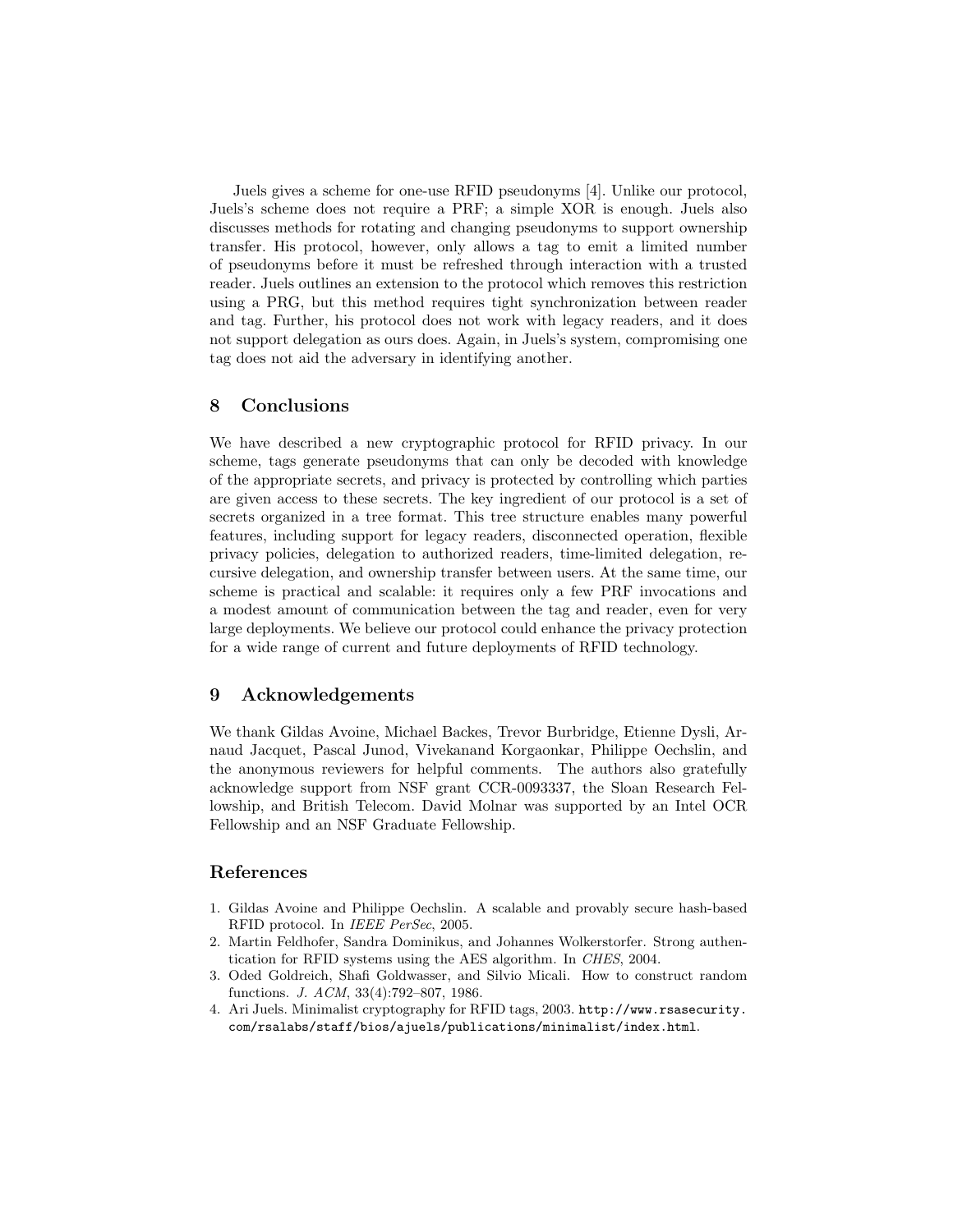Juels gives a scheme for one-use RFID pseudonyms [4]. Unlike our protocol, Juels's scheme does not require a PRF; a simple XOR is enough. Juels also discusses methods for rotating and changing pseudonyms to support ownership transfer. His protocol, however, only allows a tag to emit a limited number of pseudonyms before it must be refreshed through interaction with a trusted reader. Juels outlines an extension to the protocol which removes this restriction using a PRG, but this method requires tight synchronization between reader and tag. Further, his protocol does not work with legacy readers, and it does not support delegation as ours does. Again, in Juels's system, compromising one tag does not aid the adversary in identifying another.

## 8 Conclusions

We have described a new cryptographic protocol for RFID privacy. In our scheme, tags generate pseudonyms that can only be decoded with knowledge of the appropriate secrets, and privacy is protected by controlling which parties are given access to these secrets. The key ingredient of our protocol is a set of secrets organized in a tree format. This tree structure enables many powerful features, including support for legacy readers, disconnected operation, flexible privacy policies, delegation to authorized readers, time-limited delegation, recursive delegation, and ownership transfer between users. At the same time, our scheme is practical and scalable: it requires only a few PRF invocations and a modest amount of communication between the tag and reader, even for very large deployments. We believe our protocol could enhance the privacy protection for a wide range of current and future deployments of RFID technology.

## 9 Acknowledgements

We thank Gildas Avoine, Michael Backes, Trevor Burbridge, Etienne Dysli, Arnaud Jacquet, Pascal Junod, Vivekanand Korgaonkar, Philippe Oechslin, and the anonymous reviewers for helpful comments. The authors also gratefully acknowledge support from NSF grant CCR-0093337, the Sloan Research Fellowship, and British Telecom. David Molnar was supported by an Intel OCR Fellowship and an NSF Graduate Fellowship.

## References

1. Gildas Avoine and Philippe Oechslin. A scalable and provably secure hash-based RFID protocol. In *IEEE PerSec*, 2005.
2. Martin Feldhofer, Sandra Dominikus, and Johannes Wolkerstorfer. Strong authentication for RFID systems using the AES algorithm. In *CHES*, 2004.
3. Oded Goldreich, Shafi Goldwasser, and Silvio Micali. How to construct random functions. *J. ACM*, 33(4):792–807, 1986.
4. Ari Juels. Minimalist cryptography for RFID tags, 2003. `http://www.rsasecurity.com/rsalabs/staff/bios/ajuels/publications/minimalist/index.html`.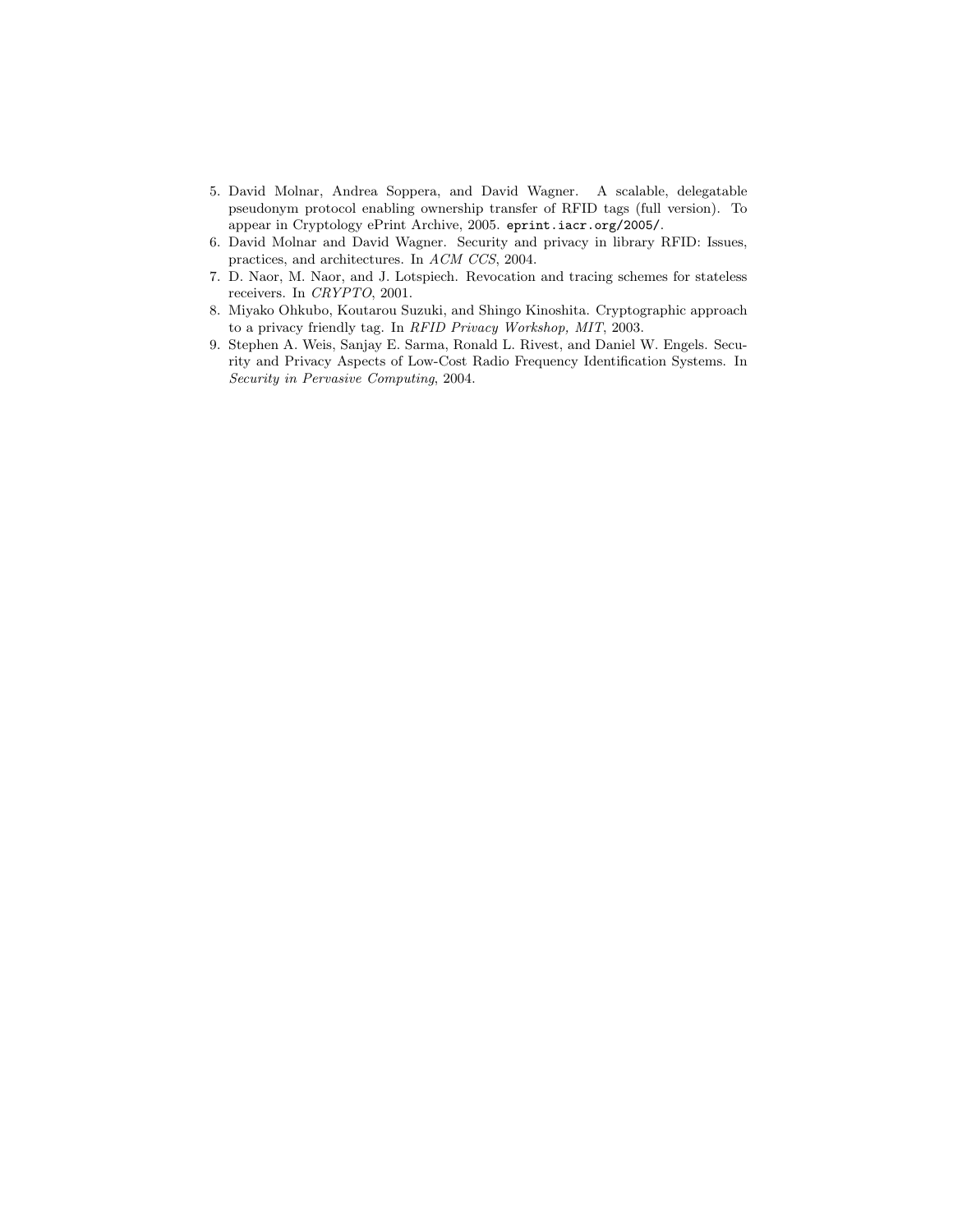5. David Molnar, Andrea Soppera, and David Wagner. A scalable, delegatable pseudonym protocol enabling ownership transfer of RFID tags (full version). To appear in Cryptology ePrint Archive, 2005. `eprint.iacr.org/2005/`.
6. David Molnar and David Wagner. Security and privacy in library RFID: Issues, practices, and architectures. In *ACM CCS*, 2004.
7. D. Naor, M. Naor, and J. Lotspiech. Revocation and tracing schemes for stateless receivers. In *CRYPTO*, 2001.
8. Miyako Ohkubo, Koutarou Suzuki, and Shingo Kinoshita. Cryptographic approach to a privacy friendly tag. In *RFID Privacy Workshop, MIT*, 2003.
9. Stephen A. Weis, Sanjay E. Sarma, Ronald L. Rivest, and Daniel W. Engels. Security and Privacy Aspects of Low-Cost Radio Frequency Identification Systems. In *Security in Pervasive Computing*, 2004.